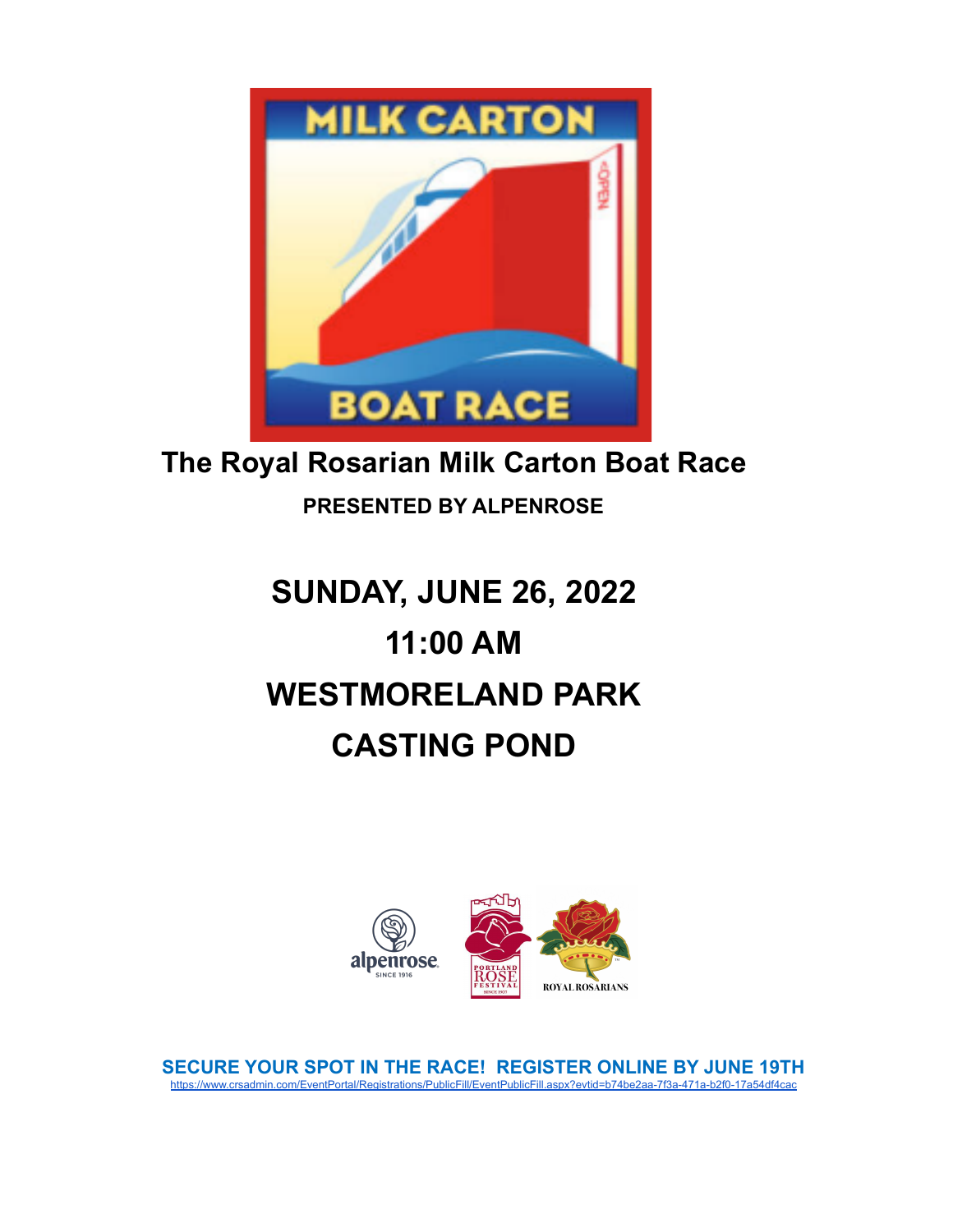# The Royal Rosarian Milk Carton Boat Race

**PRESENTED BY ALPENROSE**

## SUNDAY, JUNE 26, 2022

## 11:00 AM

## WESTMORELAND PARK

## CASTING POND

**SECURE YOUR SPOT IN THE RACE! REGISTER ONLINE BY JUNE 19TH**

https://www.crsadmin.com/EventPortal/Registrations/PublicFill/EventPublicFill.aspx?evtid=b74be2aa-7f3a-471a-b2f0-17a54df4cac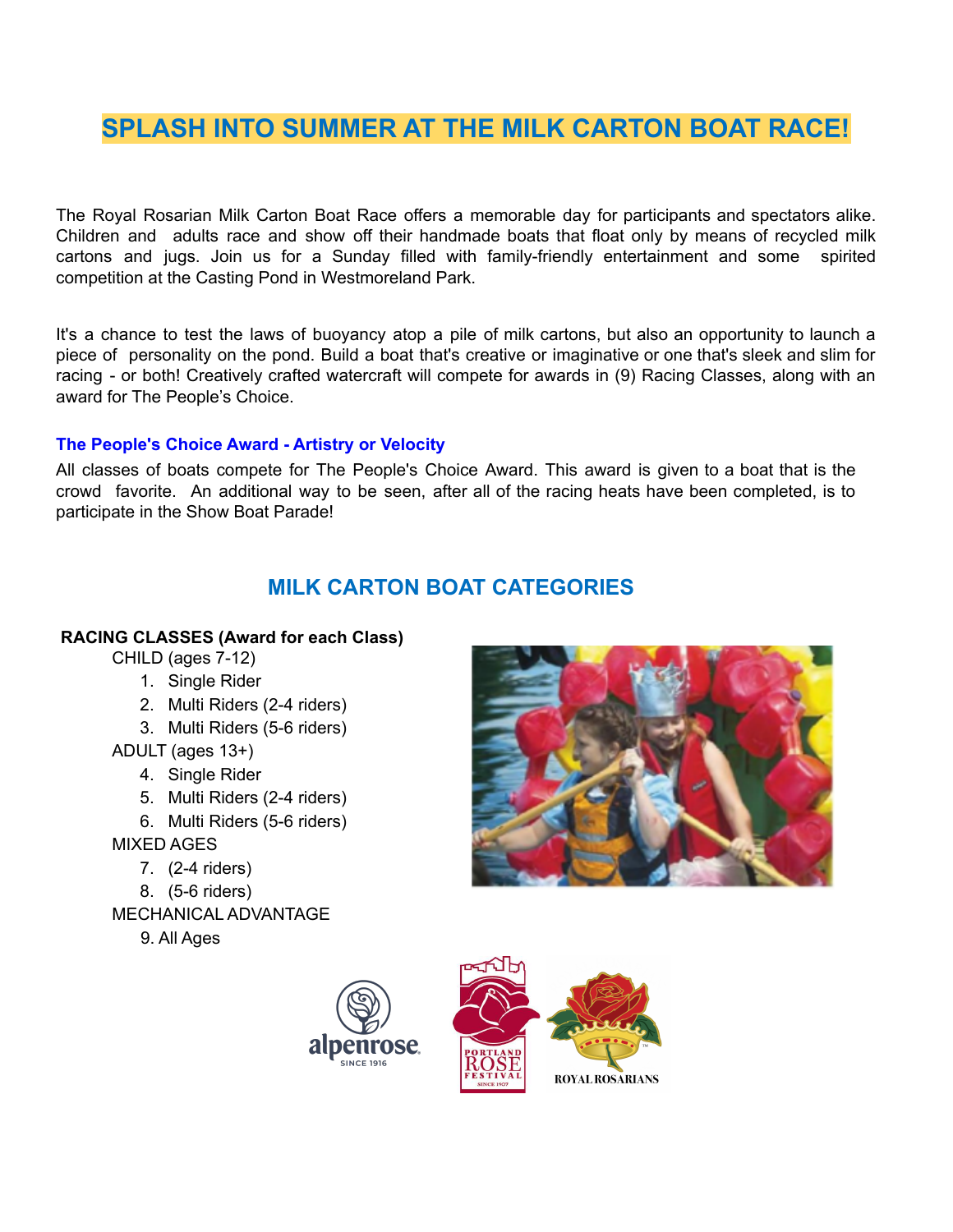# SPLASH INTO SUMMER AT THE MILK CARTON BOAT RACE!

The Royal Rosarian Milk Carton Boat Race offers a memorable day for participants and spectators alike. Children and adults race and show off their handmade boats that float only by means of recycled milk cartons and jugs. Join us for a Sunday filled with family-friendly entertainment and some spirited competition at the Casting Pond in Westmoreland Park.

It's a chance to test the laws of buoyancy atop a pile of milk cartons, but also an opportunity to launch a piece of personality on the pond. Build a boat that's creative or imaginative or one that's sleek and slim for racing - or both! Creatively crafted watercraft will compete for awards in (9) Racing Classes, along with an award for The People's Choice.

### The People's Choice Award - Artistry or Velocity

All classes of boats compete for The People's Choice Award. This award is given to a boat that is the crowd favorite. An additional way to be seen, after all of the racing heats have been completed, is to participate in the Show Boat Parade!

## MILK CARTON BOAT CATEGORIES

**RACING CLASSES (Award for each Class)**

CHILD (ages 7-12)

1. Single Rider
2. Multi Riders (2-4 riders)
3. Multi Riders (5-6 riders)

ADULT (ages 13+)

4. Single Rider
5. Multi Riders (2-4 riders)
6. Multi Riders (5-6 riders)

MIXED AGES

7. (2-4 riders)
8. (5-6 riders)

MECHANICAL ADVANTAGE

9. All Ages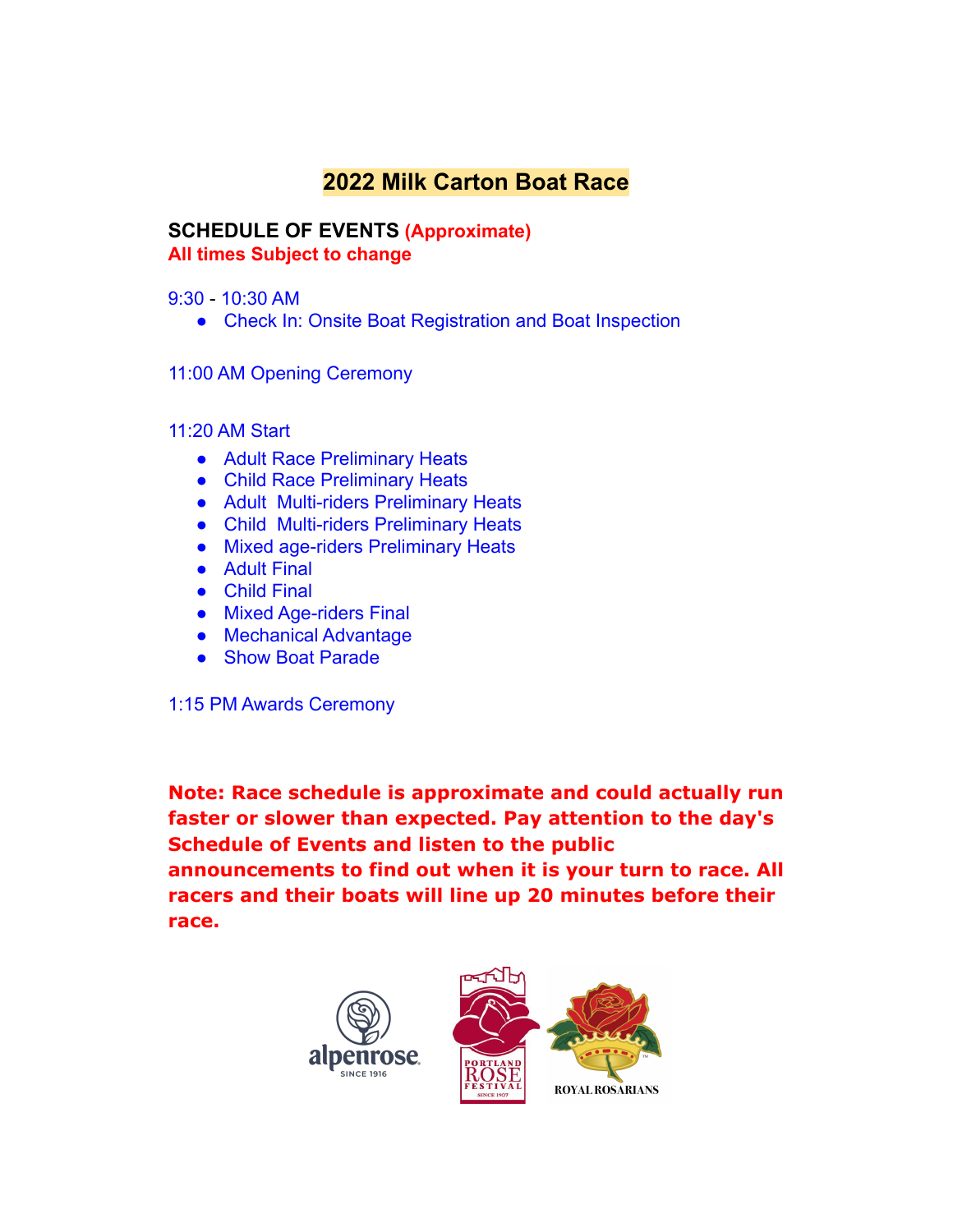# 2022 Milk Carton Boat Race

**SCHEDULE OF EVENTS (Approximate)**
**All times Subject to change**

9:30 - 10:30 AM

- Check In: Onsite Boat Registration and Boat Inspection

11:00 AM Opening Ceremony

11:20 AM Start

- Adult Race Preliminary Heats
- Child Race Preliminary Heats
- Adult Multi-riders Preliminary Heats
- Child Multi-riders Preliminary Heats
- Mixed age-riders Preliminary Heats
- Adult Final
- Child Final
- Mixed Age-riders Final
- Mechanical Advantage
- Show Boat Parade

1:15 PM Awards Ceremony

**Note: Race schedule is approximate and could actually run faster or slower than expected. Pay attention to the day's Schedule of Events and listen to the public announcements to find out when it is your turn to race. All racers and their boats will line up 20 minutes before their race.**

alpenrose SINCE 1916

PORTLAND ROSE FESTIVAL SINCE 1907

ROYAL ROSARIANS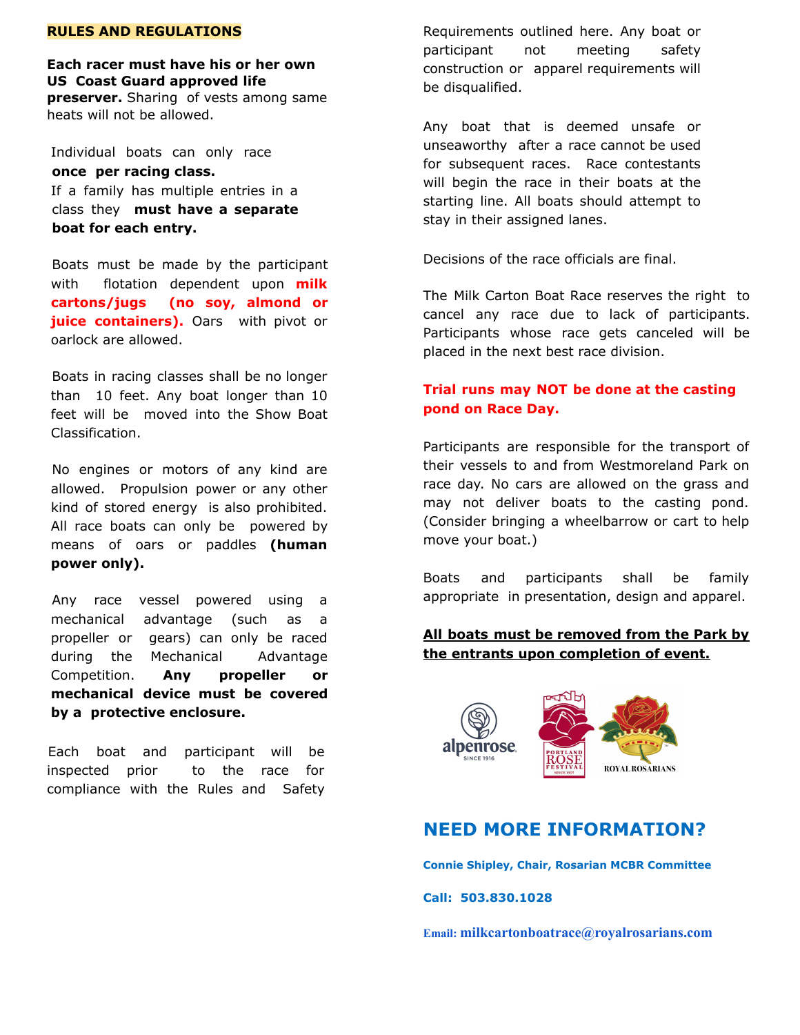## RULES AND REGULATIONS

**Each racer must have his or her own US Coast Guard approved life preserver.** Sharing of vests among same heats will not be allowed.

Individual boats can only race **once per racing class.** If a family has multiple entries in a class they **must have a separate boat for each entry.**

Boats must be made by the participant with flotation dependent upon **milk cartons/jugs (no soy, almond or juice containers).** Oars with pivot or oarlock are allowed.

Boats in racing classes shall be no longer than 10 feet. Any boat longer than 10 feet will be moved into the Show Boat Classification.

No engines or motors of any kind are allowed. Propulsion power or any other kind of stored energy is also prohibited. All race boats can only be powered by means of oars or paddles **(human power only).**

Any race vessel powered using a mechanical advantage (such as a propeller or gears) can only be raced during the Mechanical Advantage Competition. **Any propeller or mechanical device must be covered by a protective enclosure.**

Each boat and participant will be inspected prior to the race for compliance with the Rules and Safety Requirements outlined here. Any boat or participant not meeting safety construction or apparel requirements will be disqualified.

Any boat that is deemed unsafe or unseaworthy after a race cannot be used for subsequent races. Race contestants will begin the race in their boats at the starting line. All boats should attempt to stay in their assigned lanes.

Decisions of the race officials are final.

The Milk Carton Boat Race reserves the right to cancel any race due to lack of participants. Participants whose race gets canceled will be placed in the next best race division.

**Trial runs may NOT be done at the casting pond on Race Day.**

Participants are responsible for the transport of their vessels to and from Westmoreland Park on race day. No cars are allowed on the grass and may not deliver boats to the casting pond. (Consider bringing a wheelbarrow or cart to help move your boat.)

Boats and participants shall be family appropriate in presentation, design and apparel.

**All boats must be removed from the Park by the entrants upon completion of event.**

alpenrose SINCE 1916

PORTLAND ROSE FESTIVAL SINCE 1907

ROYAL ROSARIANS

## NEED MORE INFORMATION?

**Connie Shipley, Chair, Rosarian MCBR Committee**

**Call: 503.830.1028**

**Email: milkcartonboatrace@royalrosarians.com**